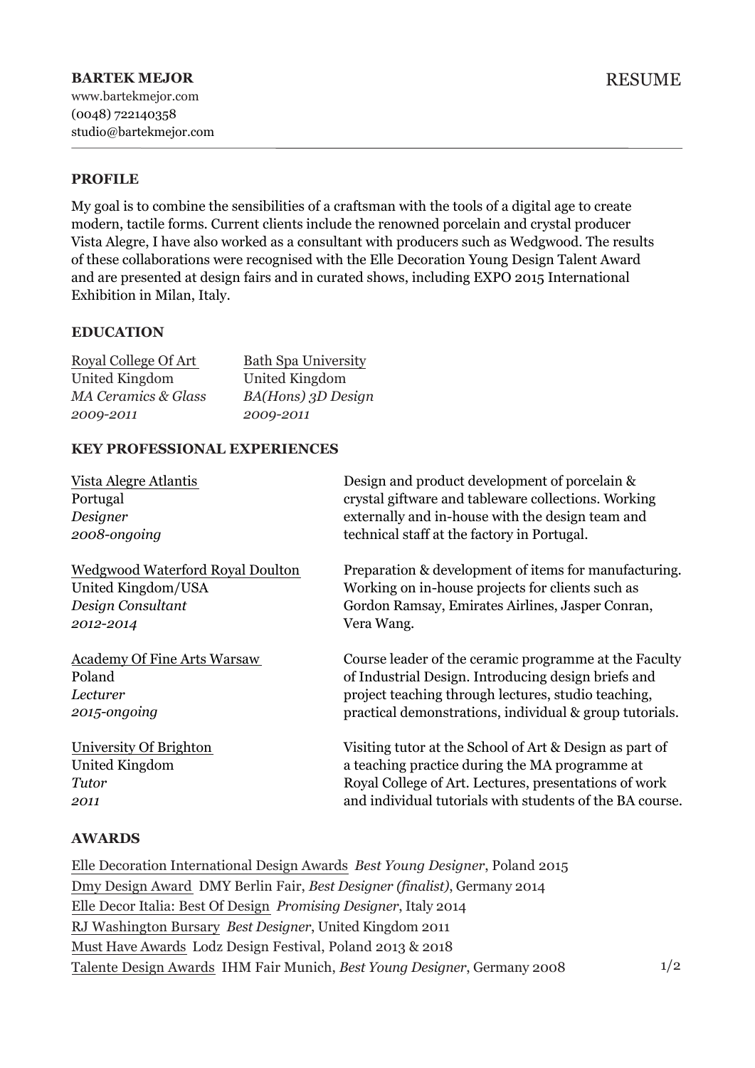**BARTEK MEJOR**
www.bartekmejor.com
(0048) 722140358
studio@bartekmejor.com

RESUME

---

## PROFILE

My goal is to combine the sensibilities of a craftsman with the tools of a digital age to create modern, tactile forms. Current clients include the renowned porcelain and crystal producer Vista Alegre, I have also worked as a consultant with producers such as Wedgwood. The results of these collaborations were recognised with the Elle Decoration Young Design Talent Award and are presented at design fairs and in curated shows, including EXPO 2015 International Exhibition in Milan, Italy.

## EDUCATION

Royal College Of Art
United Kingdom
*MA Ceramics & Glass*
*2009-2011*

Bath Spa University
United Kingdom
*BA(Hons) 3D Design*
*2009-2011*

## KEY PROFESSIONAL EXPERIENCES

Vista Alegre Atlantis
Portugal
*Designer*
*2008-ongoing*

Design and product development of porcelain & crystal giftware and tableware collections. Working externally and in-house with the design team and technical staff at the factory in Portugal.

Wedgwood Waterford Royal Doulton
United Kingdom/USA
*Design Consultant*
*2012-2014*

Preparation & development of items for manufacturing. Working on in-house projects for clients such as Gordon Ramsay, Emirates Airlines, Jasper Conran, Vera Wang.

Academy Of Fine Arts Warsaw
Poland
*Lecturer*
*2015-ongoing*

Course leader of the ceramic programme at the Faculty of Industrial Design. Introducing design briefs and project teaching through lectures, studio teaching, practical demonstrations, individual & group tutorials.

University Of Brighton
United Kingdom
*Tutor*
*2011*

Visiting tutor at the School of Art & Design as part of a teaching practice during the MA programme at Royal College of Art. Lectures, presentations of work and individual tutorials with students of the BA course.

## AWARDS

Elle Decoration International Design Awards *Best Young Designer*, Poland 2015
Dmy Design Award DMY Berlin Fair, *Best Designer (finalist)*, Germany 2014
Elle Decor Italia: Best Of Design *Promising Designer*, Italy 2014
RJ Washington Bursary *Best Designer*, United Kingdom 2011
Must Have Awards Lodz Design Festival, Poland 2013 & 2018
Talente Design Awards IHM Fair Munich, *Best Young Designer*, Germany 2008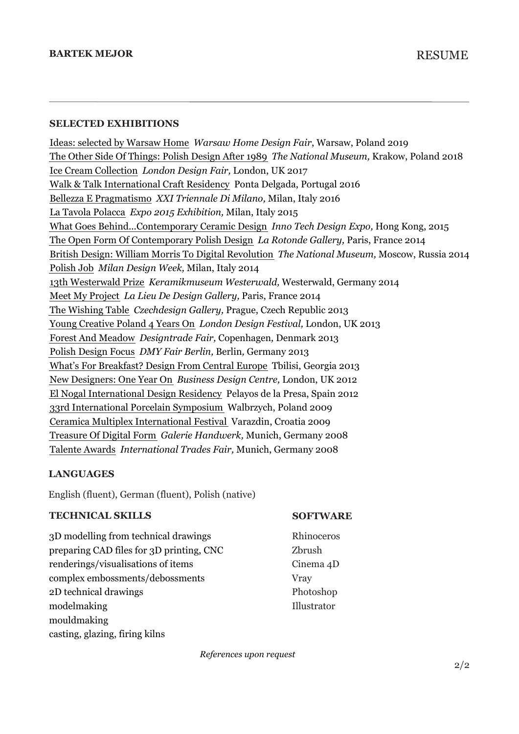**BARTEK MEJOR** RESUME

## SELECTED EXHIBITIONS

Ideas: selected by Warsaw Home *Warsaw Home Design Fair*, Warsaw, Poland 2019
The Other Side Of Things: Polish Design After 1989 *The National Museum,* Krakow, Poland 2018
Ice Cream Collection *London Design Fair,* London, UK 2017
Walk & Talk International Craft Residency Ponta Delgada, Portugal 2016
Bellezza E Pragmatismo *XXI Triennale Di Milano,* Milan, Italy 2016
La Tavola Polacca *Expo 2015 Exhibition,* Milan, Italy 2015
What Goes Behind...Contemporary Ceramic Design *Inno Tech Design Expo,* Hong Kong, 2015
The Open Form Of Contemporary Polish Design *La Rotonde Gallery,* Paris, France 2014
British Design: William Morris To Digital Revolution *The National Museum,* Moscow, Russia 2014
Polish Job *Milan Design Week,* Milan, Italy 2014
13th Westerwald Prize *Keramikmuseum Westerwald,* Westerwald, Germany 2014
Meet My Project *La Lieu De Design Gallery,* Paris, France 2014
The Wishing Table *Czechdesign Gallery,* Prague, Czech Republic 2013
Young Creative Poland 4 Years On *London Design Festival,* London, UK 2013
Forest And Meadow *Designtrade Fair,* Copenhagen, Denmark 2013
Polish Design Focus *DMY Fair Berlin,* Berlin, Germany 2013
What's For Breakfast? Design From Central Europe Tbilisi, Georgia 2013
New Designers: One Year On *Business Design Centre,* London, UK 2012
El Nogal International Design Residency Pelayos de la Presa, Spain 2012
33rd International Porcelain Symposium Walbrzych, Poland 2009
Ceramica Multiplex International Festival Varazdin, Croatia 2009
Treasure Of Digital Form *Galerie Handwerk,* Munich, Germany 2008
Talente Awards *International Trades Fair,* Munich, Germany 2008

## LANGUAGES

English (fluent), German (fluent), Polish (native)

## TECHNICAL SKILLS

3D modelling from technical drawings
preparing CAD files for 3D printing, CNC
renderings/visualisations of items
complex embossments/debossments
2D technical drawings
modelmaking
mouldmaking
casting, glazing, firing kilns

## SOFTWARE

Rhinoceros
Zbrush
Cinema 4D
Vray
Photoshop
Illustrator

*References upon request*